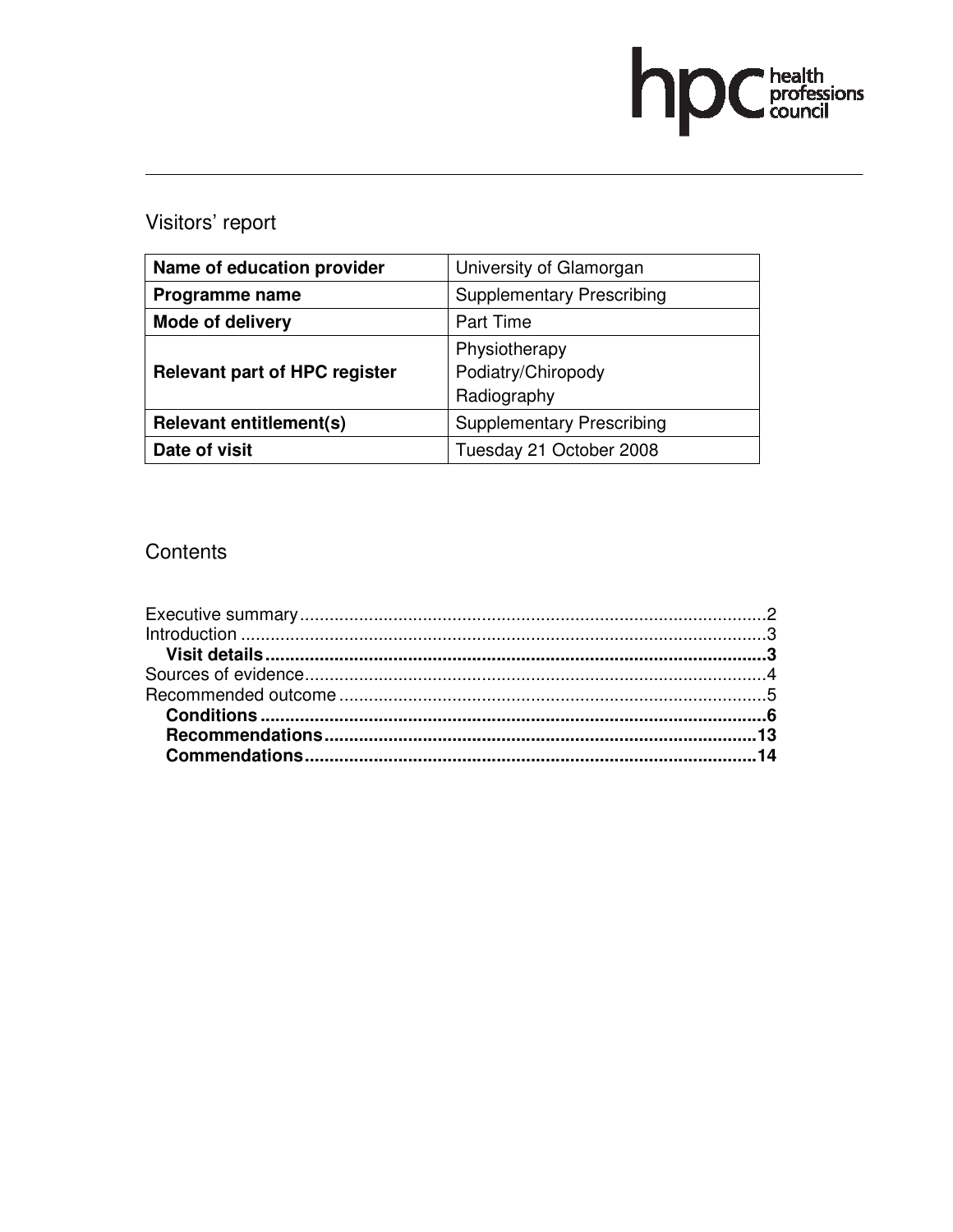# Visitors' report

| Name of education provider | University of Glamorgan |
| --- | --- |
| **Programme name** | Supplementary Prescribing |
| **Mode of delivery** | Part Time |
| **Relevant part of HPC register** | Physiotherapy<br>Podiatry/Chiropody<br>Radiography |
| **Relevant entitlement(s)** | Supplementary Prescribing |
| **Date of visit** | Tuesday 21 October 2008 |

## Contents

Executive summary............................................................................................2
Introduction .......................................................................................................3
**Visit details**.....................................................................................................3
Sources of evidence...........................................................................................4
Recommended outcome ....................................................................................5
**Conditions**.......................................................................................................6
**Recommendations**........................................................................................13
**Commendations**............................................................................................14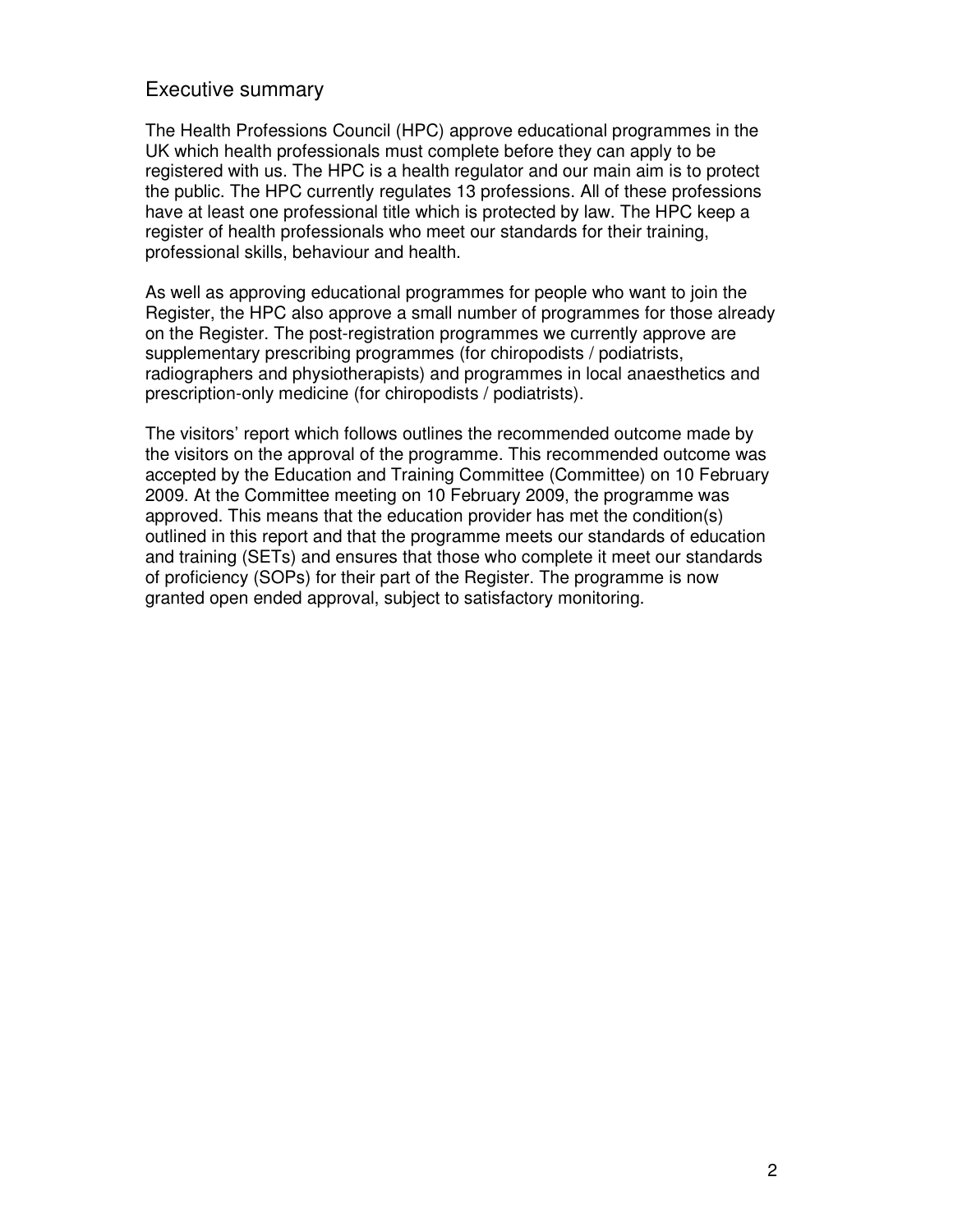## Executive summary

The Health Professions Council (HPC) approve educational programmes in the UK which health professionals must complete before they can apply to be registered with us. The HPC is a health regulator and our main aim is to protect the public. The HPC currently regulates 13 professions. All of these professions have at least one professional title which is protected by law. The HPC keep a register of health professionals who meet our standards for their training, professional skills, behaviour and health.

As well as approving educational programmes for people who want to join the Register, the HPC also approve a small number of programmes for those already on the Register. The post-registration programmes we currently approve are supplementary prescribing programmes (for chiropodists / podiatrists, radiographers and physiotherapists) and programmes in local anaesthetics and prescription-only medicine (for chiropodists / podiatrists).

The visitors' report which follows outlines the recommended outcome made by the visitors on the approval of the programme. This recommended outcome was accepted by the Education and Training Committee (Committee) on 10 February 2009. At the Committee meeting on 10 February 2009, the programme was approved. This means that the education provider has met the condition(s) outlined in this report and that the programme meets our standards of education and training (SETs) and ensures that those who complete it meet our standards of proficiency (SOPs) for their part of the Register. The programme is now granted open ended approval, subject to satisfactory monitoring.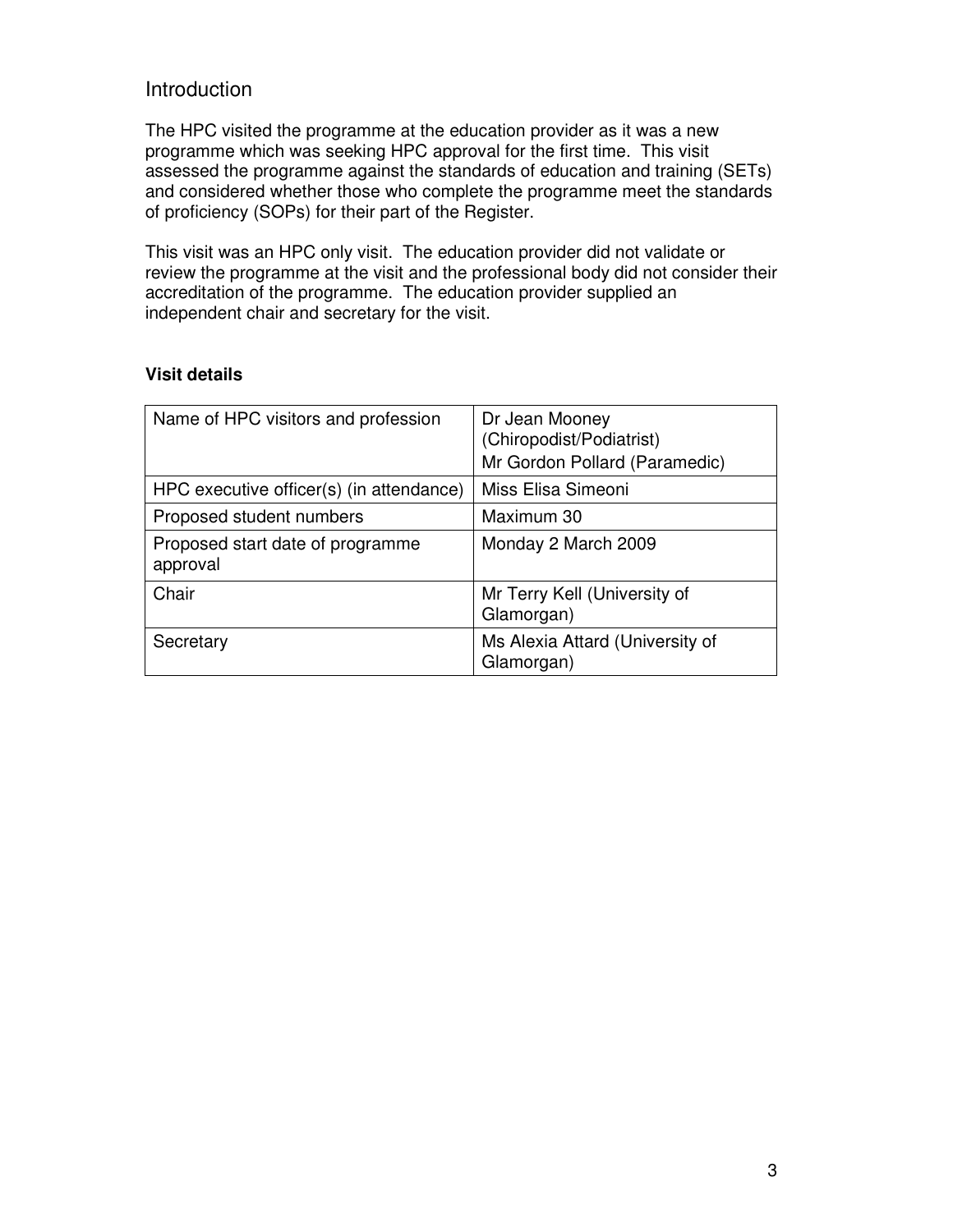## Introduction

The HPC visited the programme at the education provider as it was a new programme which was seeking HPC approval for the first time. This visit assessed the programme against the standards of education and training (SETs) and considered whether those who complete the programme meet the standards of proficiency (SOPs) for their part of the Register.

This visit was an HPC only visit. The education provider did not validate or review the programme at the visit and the professional body did not consider their accreditation of the programme. The education provider supplied an independent chair and secretary for the visit.

**Visit details**

| | |
|---|---|
| Name of HPC visitors and profession | Dr Jean Mooney (Chiropodist/Podiatrist)<br>Mr Gordon Pollard (Paramedic) |
| HPC executive officer(s) (in attendance) | Miss Elisa Simeoni |
| Proposed student numbers | Maximum 30 |
| Proposed start date of programme approval | Monday 2 March 2009 |
| Chair | Mr Terry Kell (University of Glamorgan) |
| Secretary | Ms Alexia Attard (University of Glamorgan) |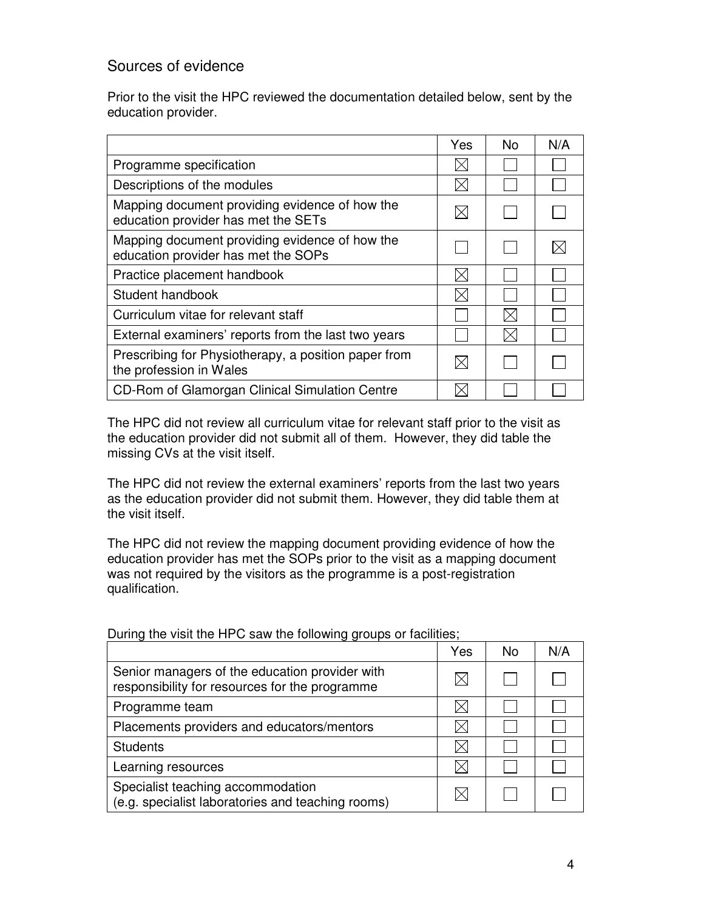## Sources of evidence

Prior to the visit the HPC reviewed the documentation detailed below, sent by the education provider.

| | Yes | No | N/A |
|---|---|---|---|
| Programme specification | ☒ | ☐ | ☐ |
| Descriptions of the modules | ☒ | ☐ | ☐ |
| Mapping document providing evidence of how the education provider has met the SETs | ☒ | ☐ | ☐ |
| Mapping document providing evidence of how the education provider has met the SOPs | ☐ | ☐ | ☒ |
| Practice placement handbook | ☒ | ☐ | ☐ |
| Student handbook | ☒ | ☐ | ☐ |
| Curriculum vitae for relevant staff | ☐ | ☒ | ☐ |
| External examiners' reports from the last two years | ☐ | ☒ | ☐ |
| Prescribing for Physiotherapy, a position paper from the profession in Wales | ☒ | ☐ | ☐ |
| CD-Rom of Glamorgan Clinical Simulation Centre | ☒ | ☐ | ☐ |

The HPC did not review all curriculum vitae for relevant staff prior to the visit as the education provider did not submit all of them. However, they did table the missing CVs at the visit itself.

The HPC did not review the external examiners' reports from the last two years as the education provider did not submit them. However, they did table them at the visit itself.

The HPC did not review the mapping document providing evidence of how the education provider has met the SOPs prior to the visit as a mapping document was not required by the visitors as the programme is a post-registration qualification.

During the visit the HPC saw the following groups or facilities;

| | Yes | No | N/A |
|---|---|---|---|
| Senior managers of the education provider with responsibility for resources for the programme | ☒ | ☐ | ☐ |
| Programme team | ☒ | ☐ | ☐ |
| Placements providers and educators/mentors | ☒ | ☐ | ☐ |
| Students | ☒ | ☐ | ☐ |
| Learning resources | ☒ | ☐ | ☐ |
| Specialist teaching accommodation (e.g. specialist laboratories and teaching rooms) | ☒ | ☐ | ☐ |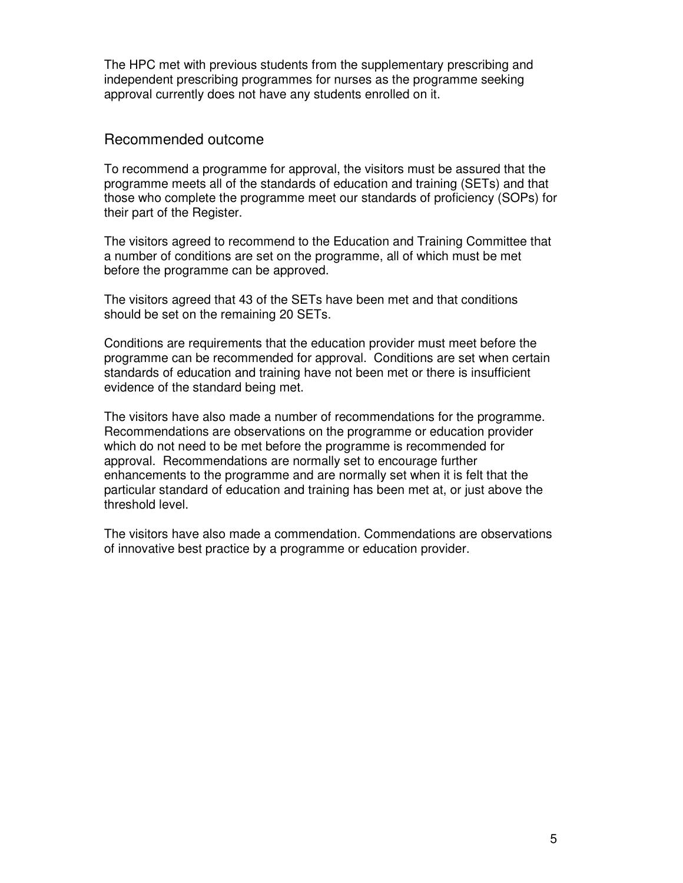The HPC met with previous students from the supplementary prescribing and independent prescribing programmes for nurses as the programme seeking approval currently does not have any students enrolled on it.

## Recommended outcome

To recommend a programme for approval, the visitors must be assured that the programme meets all of the standards of education and training (SETs) and that those who complete the programme meet our standards of proficiency (SOPs) for their part of the Register.

The visitors agreed to recommend to the Education and Training Committee that a number of conditions are set on the programme, all of which must be met before the programme can be approved.

The visitors agreed that 43 of the SETs have been met and that conditions should be set on the remaining 20 SETs.

Conditions are requirements that the education provider must meet before the programme can be recommended for approval. Conditions are set when certain standards of education and training have not been met or there is insufficient evidence of the standard being met.

The visitors have also made a number of recommendations for the programme. Recommendations are observations on the programme or education provider which do not need to be met before the programme is recommended for approval. Recommendations are normally set to encourage further enhancements to the programme and are normally set when it is felt that the particular standard of education and training has been met at, or just above the threshold level.

The visitors have also made a commendation. Commendations are observations of innovative best practice by a programme or education provider.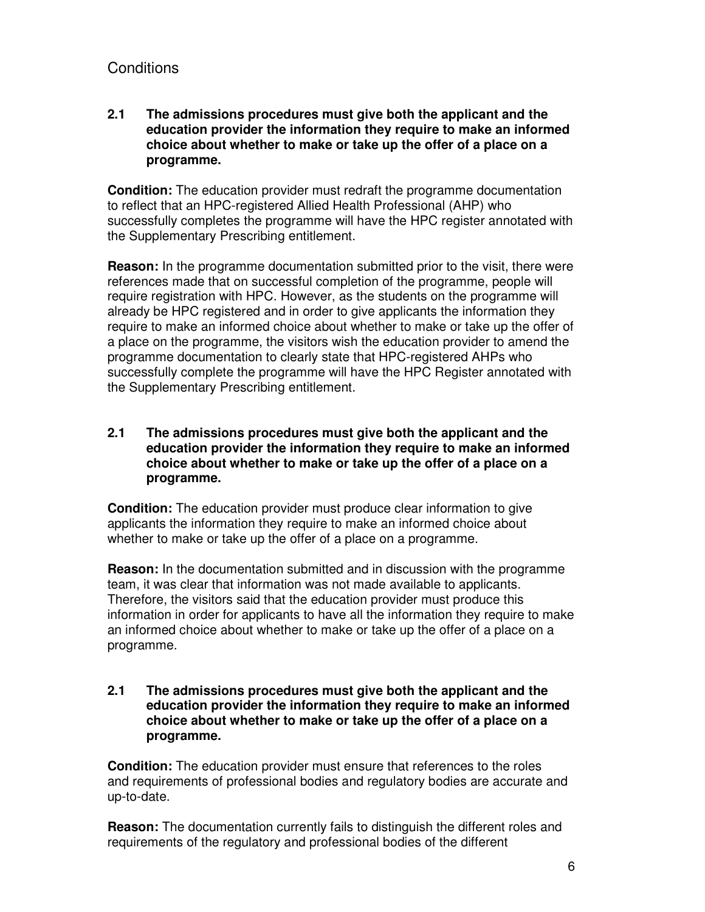## Conditions

**2.1 The admissions procedures must give both the applicant and the education provider the information they require to make an informed choice about whether to make or take up the offer of a place on a programme.**

**Condition:** The education provider must redraft the programme documentation to reflect that an HPC-registered Allied Health Professional (AHP) who successfully completes the programme will have the HPC register annotated with the Supplementary Prescribing entitlement.

**Reason:** In the programme documentation submitted prior to the visit, there were references made that on successful completion of the programme, people will require registration with HPC. However, as the students on the programme will already be HPC registered and in order to give applicants the information they require to make an informed choice about whether to make or take up the offer of a place on the programme, the visitors wish the education provider to amend the programme documentation to clearly state that HPC-registered AHPs who successfully complete the programme will have the HPC Register annotated with the Supplementary Prescribing entitlement.

**2.1 The admissions procedures must give both the applicant and the education provider the information they require to make an informed choice about whether to make or take up the offer of a place on a programme.**

**Condition:** The education provider must produce clear information to give applicants the information they require to make an informed choice about whether to make or take up the offer of a place on a programme.

**Reason:** In the documentation submitted and in discussion with the programme team, it was clear that information was not made available to applicants. Therefore, the visitors said that the education provider must produce this information in order for applicants to have all the information they require to make an informed choice about whether to make or take up the offer of a place on a programme.

**2.1 The admissions procedures must give both the applicant and the education provider the information they require to make an informed choice about whether to make or take up the offer of a place on a programme.**

**Condition:** The education provider must ensure that references to the roles and requirements of professional bodies and regulatory bodies are accurate and up-to-date.

**Reason:** The documentation currently fails to distinguish the different roles and requirements of the regulatory and professional bodies of the different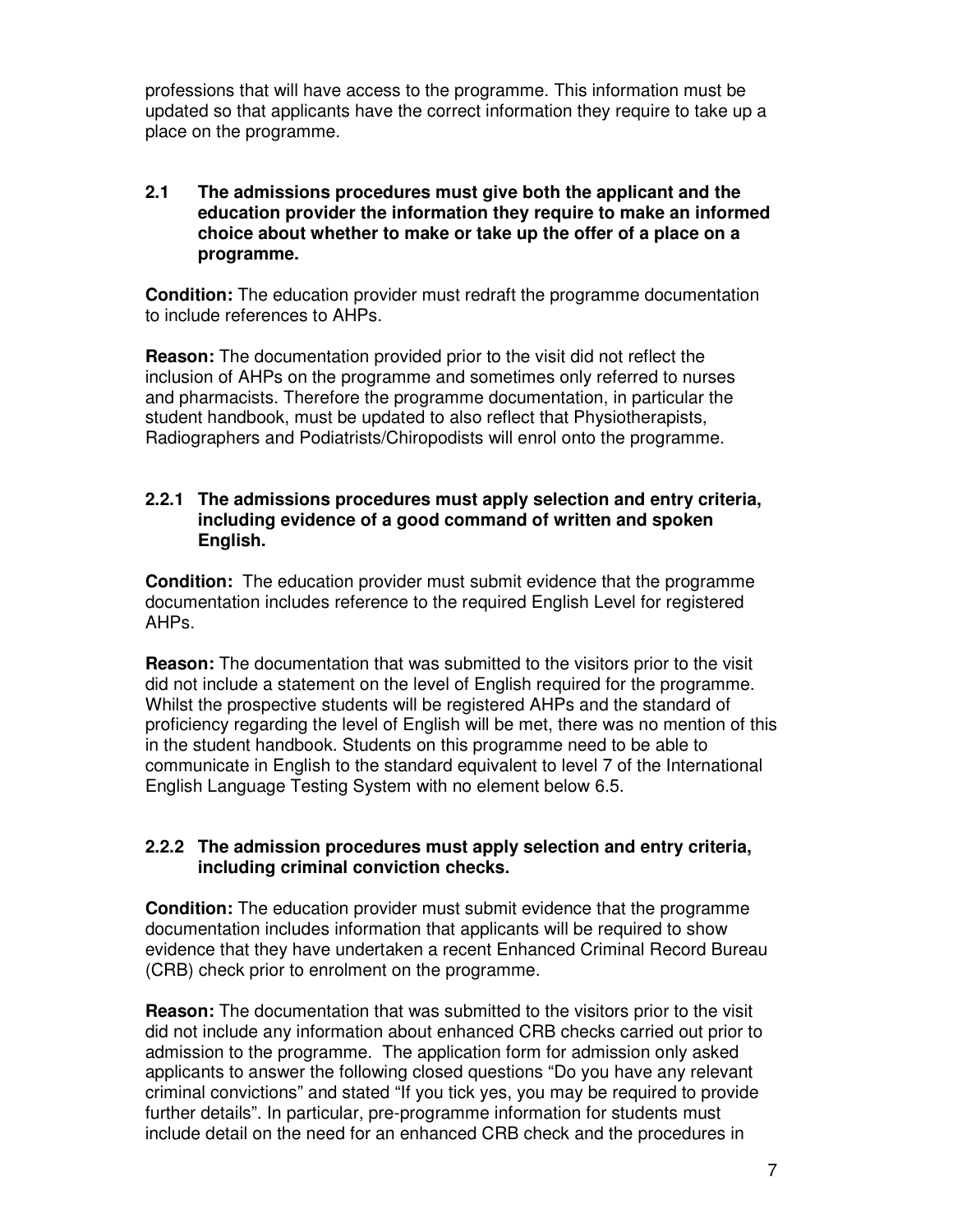professions that will have access to the programme. This information must be updated so that applicants have the correct information they require to take up a place on the programme.

**2.1 The admissions procedures must give both the applicant and the education provider the information they require to make an informed choice about whether to make or take up the offer of a place on a programme.**

**Condition:** The education provider must redraft the programme documentation to include references to AHPs.

**Reason:** The documentation provided prior to the visit did not reflect the inclusion of AHPs on the programme and sometimes only referred to nurses and pharmacists. Therefore the programme documentation, in particular the student handbook, must be updated to also reflect that Physiotherapists, Radiographers and Podiatrists/Chiropodists will enrol onto the programme.

**2.2.1 The admissions procedures must apply selection and entry criteria, including evidence of a good command of written and spoken English.**

**Condition:** The education provider must submit evidence that the programme documentation includes reference to the required English Level for registered AHPs.

**Reason:** The documentation that was submitted to the visitors prior to the visit did not include a statement on the level of English required for the programme. Whilst the prospective students will be registered AHPs and the standard of proficiency regarding the level of English will be met, there was no mention of this in the student handbook. Students on this programme need to be able to communicate in English to the standard equivalent to level 7 of the International English Language Testing System with no element below 6.5.

**2.2.2 The admission procedures must apply selection and entry criteria, including criminal conviction checks.**

**Condition:** The education provider must submit evidence that the programme documentation includes information that applicants will be required to show evidence that they have undertaken a recent Enhanced Criminal Record Bureau (CRB) check prior to enrolment on the programme.

**Reason:** The documentation that was submitted to the visitors prior to the visit did not include any information about enhanced CRB checks carried out prior to admission to the programme. The application form for admission only asked applicants to answer the following closed questions "Do you have any relevant criminal convictions" and stated "If you tick yes, you may be required to provide further details". In particular, pre-programme information for students must include detail on the need for an enhanced CRB check and the procedures in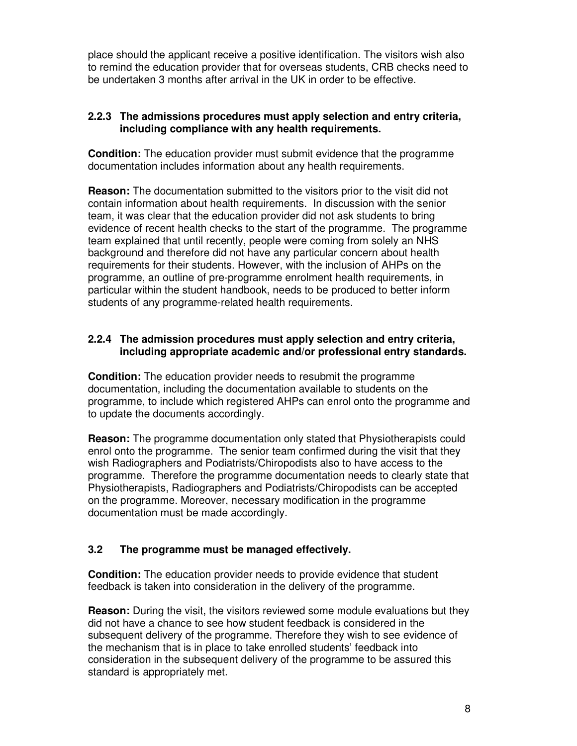place should the applicant receive a positive identification. The visitors wish also to remind the education provider that for overseas students, CRB checks need to be undertaken 3 months after arrival in the UK in order to be effective.

### 2.2.3 The admissions procedures must apply selection and entry criteria, including compliance with any health requirements.

**Condition:** The education provider must submit evidence that the programme documentation includes information about any health requirements.

**Reason:** The documentation submitted to the visitors prior to the visit did not contain information about health requirements. In discussion with the senior team, it was clear that the education provider did not ask students to bring evidence of recent health checks to the start of the programme. The programme team explained that until recently, people were coming from solely an NHS background and therefore did not have any particular concern about health requirements for their students. However, with the inclusion of AHPs on the programme, an outline of pre-programme enrolment health requirements, in particular within the student handbook, needs to be produced to better inform students of any programme-related health requirements.

### 2.2.4 The admission procedures must apply selection and entry criteria, including appropriate academic and/or professional entry standards.

**Condition:** The education provider needs to resubmit the programme documentation, including the documentation available to students on the programme, to include which registered AHPs can enrol onto the programme and to update the documents accordingly.

**Reason:** The programme documentation only stated that Physiotherapists could enrol onto the programme. The senior team confirmed during the visit that they wish Radiographers and Podiatrists/Chiropodists also to have access to the programme. Therefore the programme documentation needs to clearly state that Physiotherapists, Radiographers and Podiatrists/Chiropodists can be accepted on the programme. Moreover, necessary modification in the programme documentation must be made accordingly.

### 3.2 The programme must be managed effectively.

**Condition:** The education provider needs to provide evidence that student feedback is taken into consideration in the delivery of the programme.

**Reason:** During the visit, the visitors reviewed some module evaluations but they did not have a chance to see how student feedback is considered in the subsequent delivery of the programme. Therefore they wish to see evidence of the mechanism that is in place to take enrolled students' feedback into consideration in the subsequent delivery of the programme to be assured this standard is appropriately met.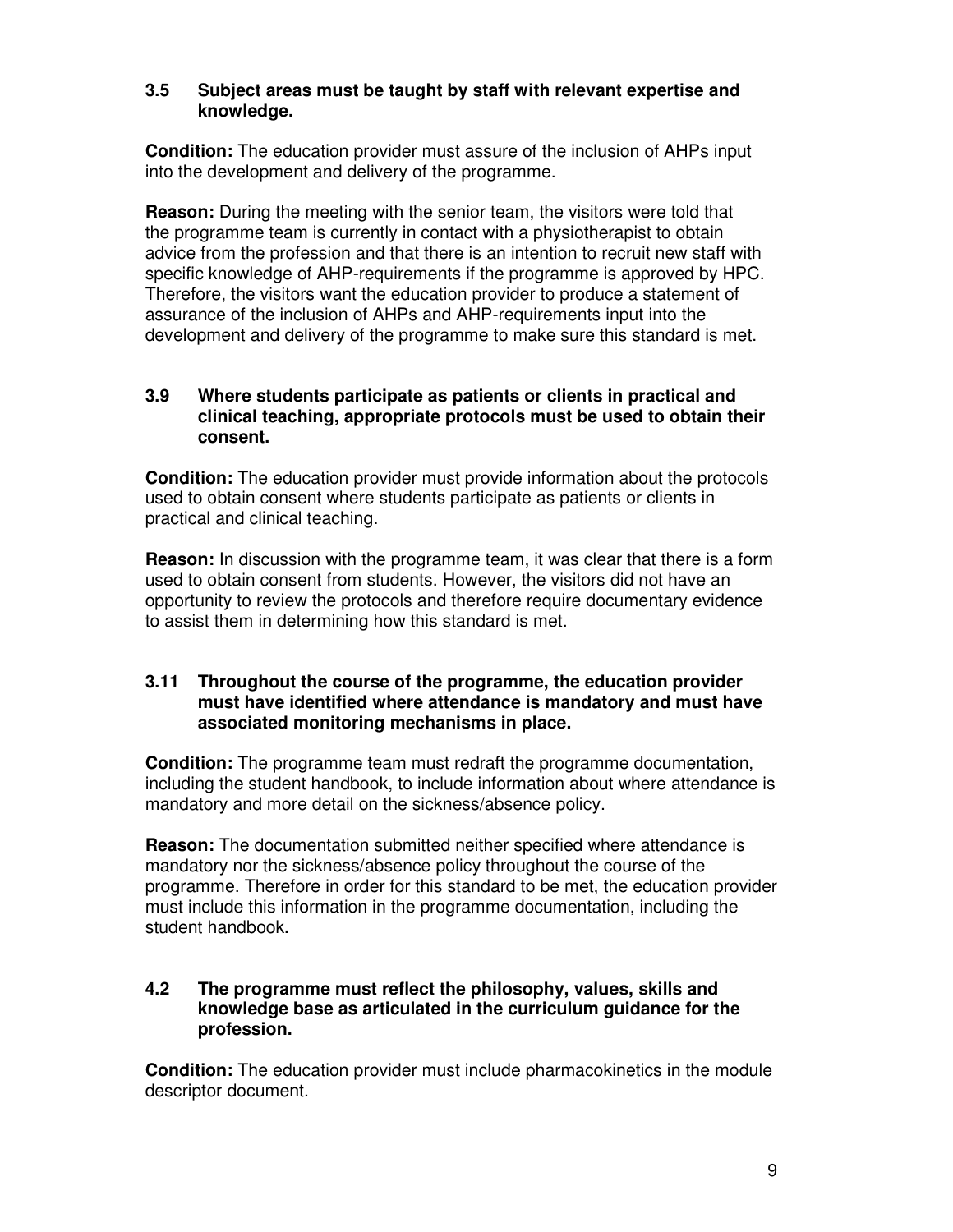**3.5 Subject areas must be taught by staff with relevant expertise and knowledge.**

**Condition:** The education provider must assure of the inclusion of AHPs input into the development and delivery of the programme.

**Reason:** During the meeting with the senior team, the visitors were told that the programme team is currently in contact with a physiotherapist to obtain advice from the profession and that there is an intention to recruit new staff with specific knowledge of AHP-requirements if the programme is approved by HPC. Therefore, the visitors want the education provider to produce a statement of assurance of the inclusion of AHPs and AHP-requirements input into the development and delivery of the programme to make sure this standard is met.

**3.9 Where students participate as patients or clients in practical and clinical teaching, appropriate protocols must be used to obtain their consent.**

**Condition:** The education provider must provide information about the protocols used to obtain consent where students participate as patients or clients in practical and clinical teaching.

**Reason:** In discussion with the programme team, it was clear that there is a form used to obtain consent from students. However, the visitors did not have an opportunity to review the protocols and therefore require documentary evidence to assist them in determining how this standard is met.

**3.11 Throughout the course of the programme, the education provider must have identified where attendance is mandatory and must have associated monitoring mechanisms in place.**

**Condition:** The programme team must redraft the programme documentation, including the student handbook, to include information about where attendance is mandatory and more detail on the sickness/absence policy.

**Reason:** The documentation submitted neither specified where attendance is mandatory nor the sickness/absence policy throughout the course of the programme. Therefore in order for this standard to be met, the education provider must include this information in the programme documentation, including the student handbook**.**

**4.2 The programme must reflect the philosophy, values, skills and knowledge base as articulated in the curriculum guidance for the profession.**

**Condition:** The education provider must include pharmacokinetics in the module descriptor document.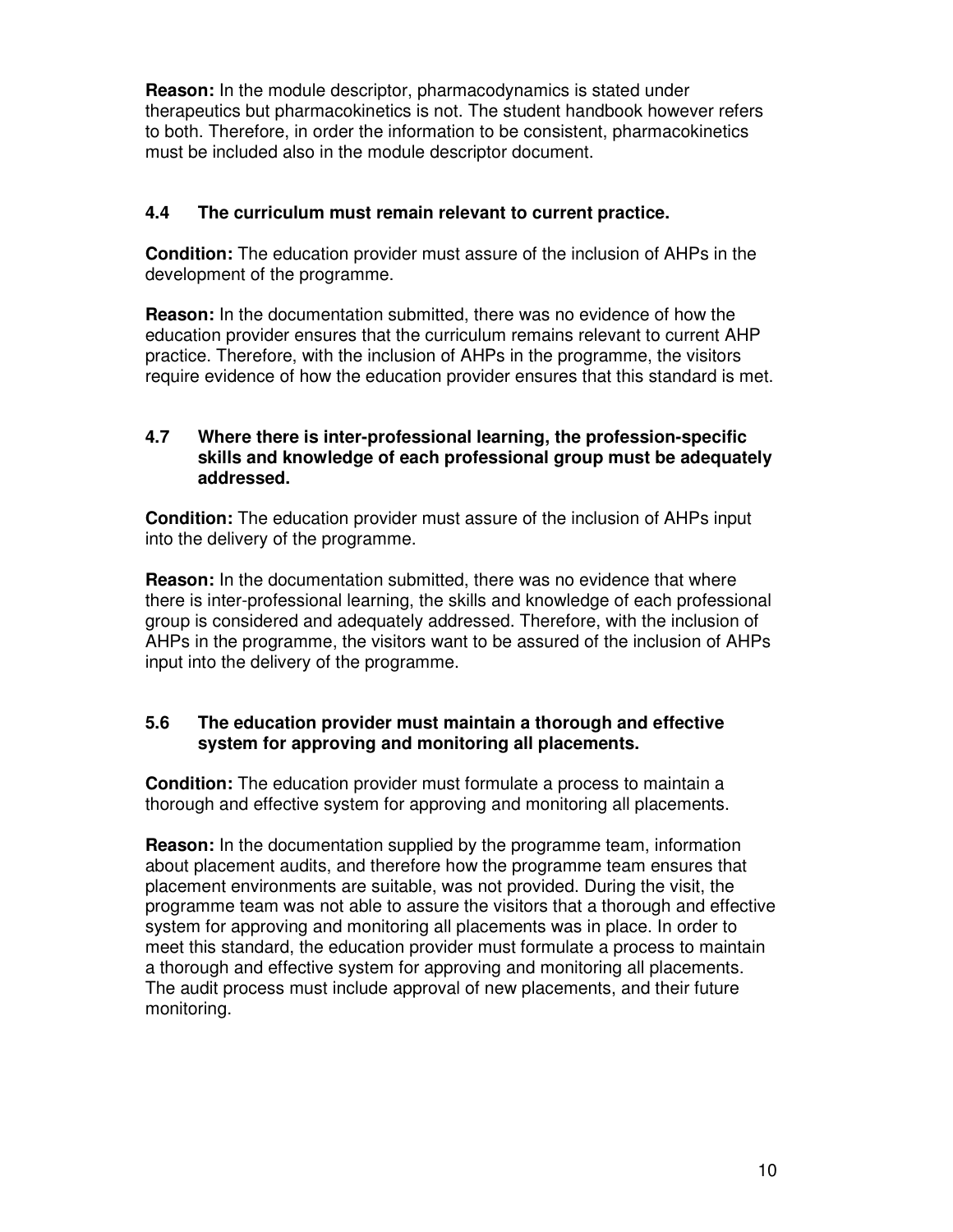**Reason:** In the module descriptor, pharmacodynamics is stated under therapeutics but pharmacokinetics is not. The student handbook however refers to both. Therefore, in order the information to be consistent, pharmacokinetics must be included also in the module descriptor document.

**4.4 The curriculum must remain relevant to current practice.**

**Condition:** The education provider must assure of the inclusion of AHPs in the development of the programme.

**Reason:** In the documentation submitted, there was no evidence of how the education provider ensures that the curriculum remains relevant to current AHP practice. Therefore, with the inclusion of AHPs in the programme, the visitors require evidence of how the education provider ensures that this standard is met.

**4.7 Where there is inter-professional learning, the profession-specific skills and knowledge of each professional group must be adequately addressed.**

**Condition:** The education provider must assure of the inclusion of AHPs input into the delivery of the programme.

**Reason:** In the documentation submitted, there was no evidence that where there is inter-professional learning, the skills and knowledge of each professional group is considered and adequately addressed. Therefore, with the inclusion of AHPs in the programme, the visitors want to be assured of the inclusion of AHPs input into the delivery of the programme.

**5.6 The education provider must maintain a thorough and effective system for approving and monitoring all placements.**

**Condition:** The education provider must formulate a process to maintain a thorough and effective system for approving and monitoring all placements.

**Reason:** In the documentation supplied by the programme team, information about placement audits, and therefore how the programme team ensures that placement environments are suitable, was not provided. During the visit, the programme team was not able to assure the visitors that a thorough and effective system for approving and monitoring all placements was in place. In order to meet this standard, the education provider must formulate a process to maintain a thorough and effective system for approving and monitoring all placements. The audit process must include approval of new placements, and their future monitoring.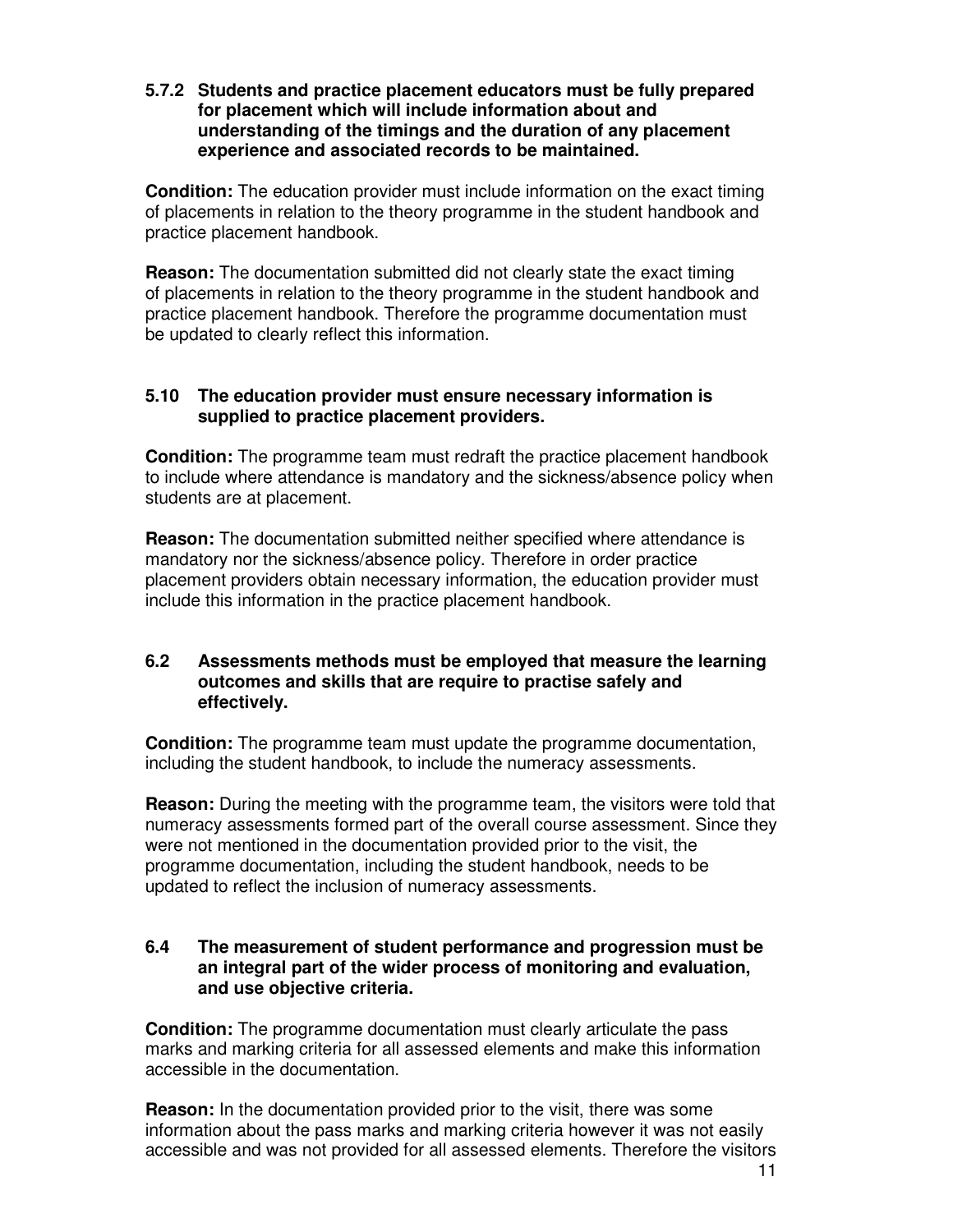**5.7.2 Students and practice placement educators must be fully prepared for placement which will include information about and understanding of the timings and the duration of any placement experience and associated records to be maintained.**

**Condition:** The education provider must include information on the exact timing of placements in relation to the theory programme in the student handbook and practice placement handbook.

**Reason:** The documentation submitted did not clearly state the exact timing of placements in relation to the theory programme in the student handbook and practice placement handbook. Therefore the programme documentation must be updated to clearly reflect this information.

**5.10 The education provider must ensure necessary information is supplied to practice placement providers.**

**Condition:** The programme team must redraft the practice placement handbook to include where attendance is mandatory and the sickness/absence policy when students are at placement.

**Reason:** The documentation submitted neither specified where attendance is mandatory nor the sickness/absence policy. Therefore in order practice placement providers obtain necessary information, the education provider must include this information in the practice placement handbook.

**6.2 Assessments methods must be employed that measure the learning outcomes and skills that are require to practise safely and effectively.**

**Condition:** The programme team must update the programme documentation, including the student handbook, to include the numeracy assessments.

**Reason:** During the meeting with the programme team, the visitors were told that numeracy assessments formed part of the overall course assessment. Since they were not mentioned in the documentation provided prior to the visit, the programme documentation, including the student handbook, needs to be updated to reflect the inclusion of numeracy assessments.

**6.4 The measurement of student performance and progression must be an integral part of the wider process of monitoring and evaluation, and use objective criteria.**

**Condition:** The programme documentation must clearly articulate the pass marks and marking criteria for all assessed elements and make this information accessible in the documentation.

**Reason:** In the documentation provided prior to the visit, there was some information about the pass marks and marking criteria however it was not easily accessible and was not provided for all assessed elements. Therefore the visitors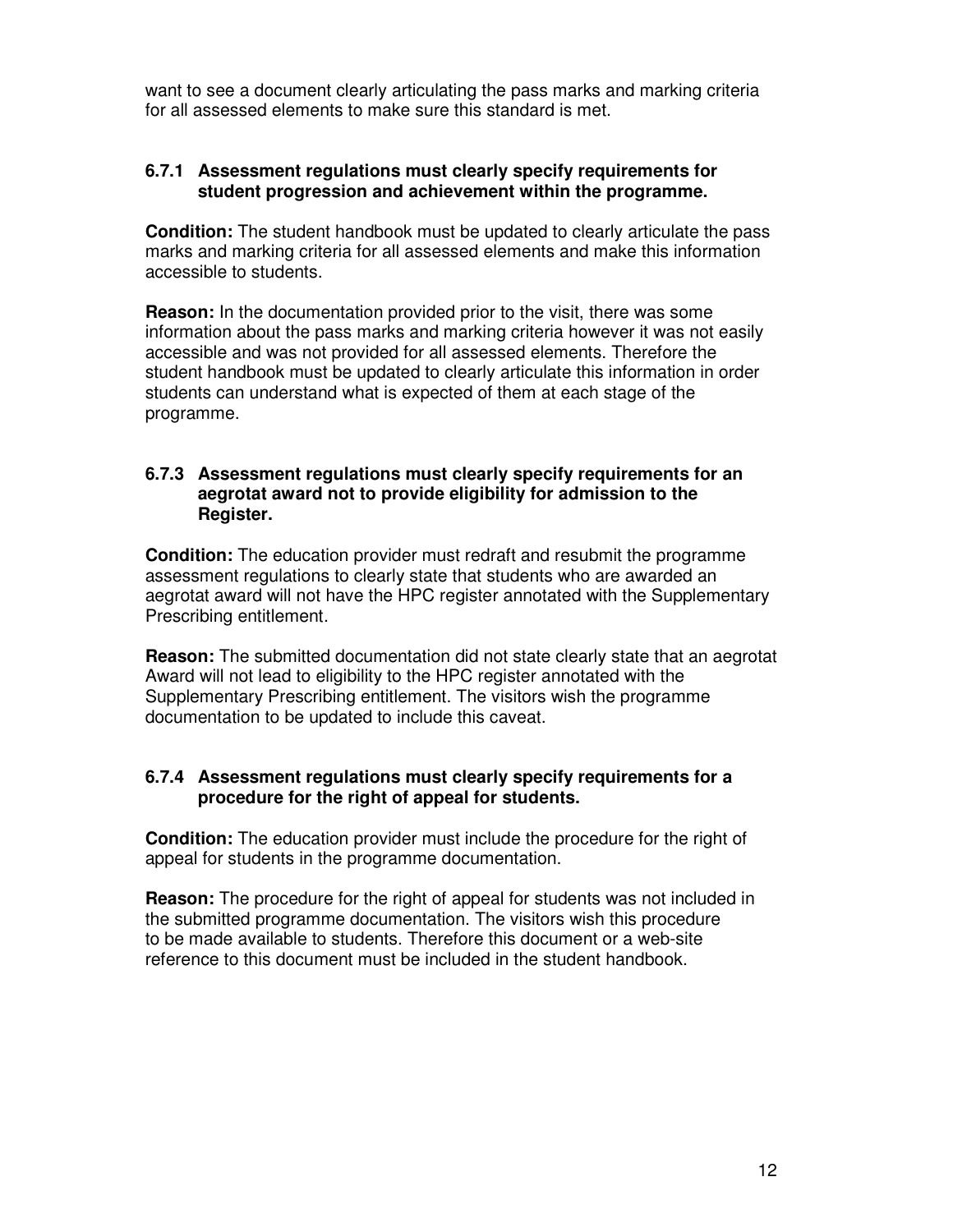want to see a document clearly articulating the pass marks and marking criteria for all assessed elements to make sure this standard is met.

**6.7.1 Assessment regulations must clearly specify requirements for student progression and achievement within the programme.**

**Condition:** The student handbook must be updated to clearly articulate the pass marks and marking criteria for all assessed elements and make this information accessible to students.

**Reason:** In the documentation provided prior to the visit, there was some information about the pass marks and marking criteria however it was not easily accessible and was not provided for all assessed elements. Therefore the student handbook must be updated to clearly articulate this information in order students can understand what is expected of them at each stage of the programme.

**6.7.3 Assessment regulations must clearly specify requirements for an aegrotat award not to provide eligibility for admission to the Register.**

**Condition:** The education provider must redraft and resubmit the programme assessment regulations to clearly state that students who are awarded an aegrotat award will not have the HPC register annotated with the Supplementary Prescribing entitlement.

**Reason:** The submitted documentation did not state clearly state that an aegrotat Award will not lead to eligibility to the HPC register annotated with the Supplementary Prescribing entitlement. The visitors wish the programme documentation to be updated to include this caveat.

**6.7.4 Assessment regulations must clearly specify requirements for a procedure for the right of appeal for students.**

**Condition:** The education provider must include the procedure for the right of appeal for students in the programme documentation.

**Reason:** The procedure for the right of appeal for students was not included in the submitted programme documentation. The visitors wish this procedure to be made available to students. Therefore this document or a web-site reference to this document must be included in the student handbook.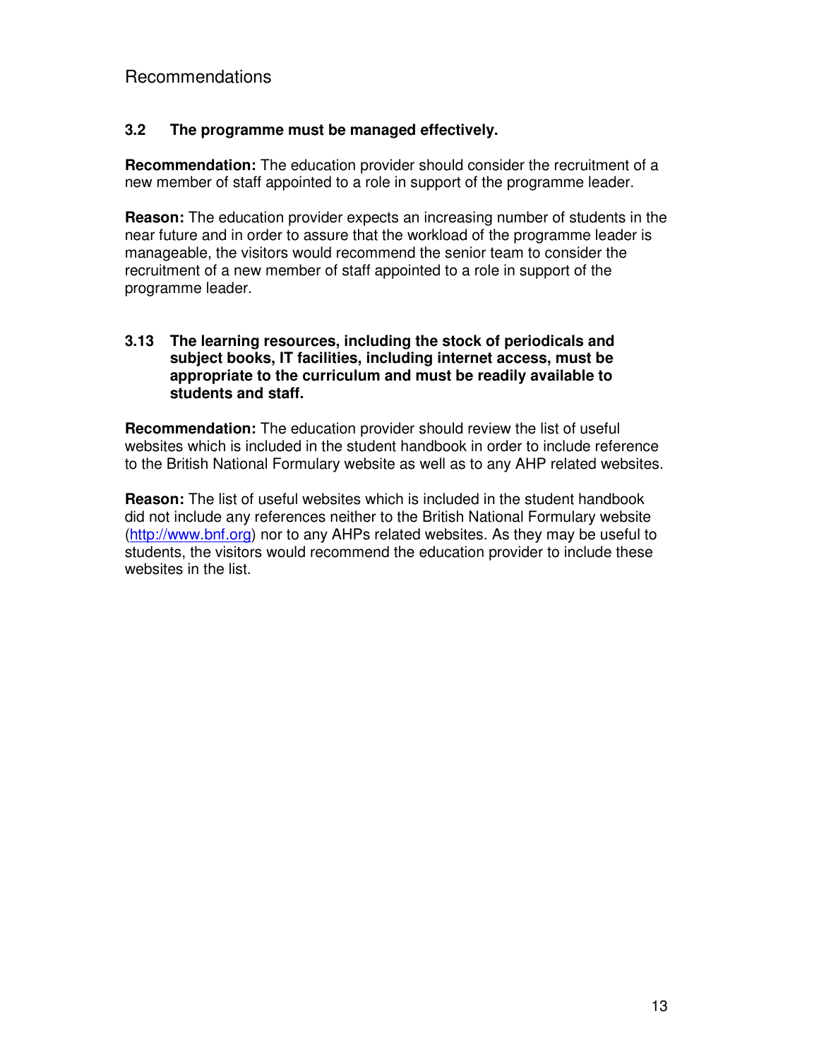## Recommendations

### 3.2 The programme must be managed effectively.

**Recommendation:** The education provider should consider the recruitment of a new member of staff appointed to a role in support of the programme leader.

**Reason:** The education provider expects an increasing number of students in the near future and in order to assure that the workload of the programme leader is manageable, the visitors would recommend the senior team to consider the recruitment of a new member of staff appointed to a role in support of the programme leader.

### 3.13 The learning resources, including the stock of periodicals and subject books, IT facilities, including internet access, must be appropriate to the curriculum and must be readily available to students and staff.

**Recommendation:** The education provider should review the list of useful websites which is included in the student handbook in order to include reference to the British National Formulary website as well as to any AHP related websites.

**Reason:** The list of useful websites which is included in the student handbook did not include any references neither to the British National Formulary website (http://www.bnf.org) nor to any AHPs related websites. As they may be useful to students, the visitors would recommend the education provider to include these websites in the list.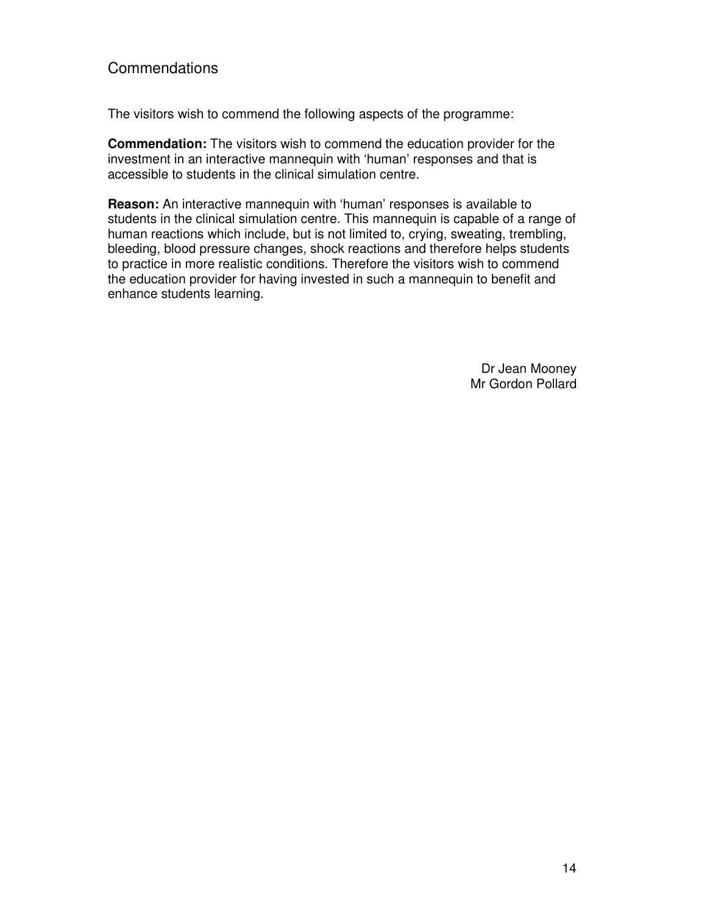## Commendations

The visitors wish to commend the following aspects of the programme:

**Commendation:** The visitors wish to commend the education provider for the investment in an interactive mannequin with 'human' responses and that is accessible to students in the clinical simulation centre.

**Reason:** An interactive mannequin with 'human' responses is available to students in the clinical simulation centre. This mannequin is capable of a range of human reactions which include, but is not limited to, crying, sweating, trembling, bleeding, blood pressure changes, shock reactions and therefore helps students to practice in more realistic conditions. Therefore the visitors wish to commend the education provider for having invested in such a mannequin to benefit and enhance students learning.

Dr Jean Mooney
Mr Gordon Pollard